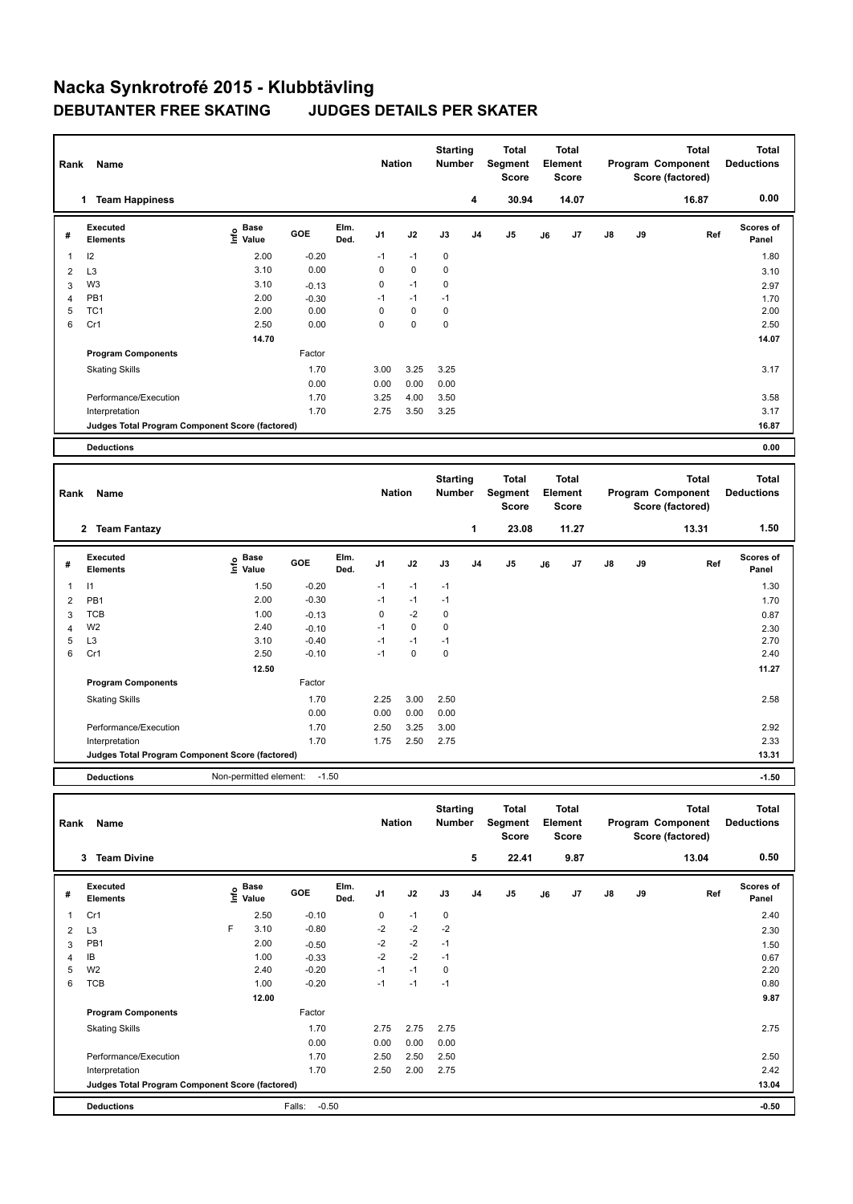# Nacka Synkrotrofé 2015 - Klubbtävling

## DEBUTANTER FREE SKATING JUDGES DETAILS PER SKATER

| Rank | Name | Nation | Starting Number | Total Segment Score | Total Element Score | Total Program Component Score (factored) | Total Deductions |
|---|---|---|---|---|---|---|---|
| 1 | Team Happiness | | 4 | 30.94 | 14.07 | 16.87 | 0.00 |

| # | Executed Elements | Info | Base Value | GOE | Elm. Ded. | J1 | J2 | J3 | J4 | J5 | J6 | J7 | J8 | J9 | Ref | Scores of Panel |
|---|---|---|---|---|---|---|---|---|---|---|---|---|---|---|---|---|
| 1 | I2 | | 2.00 | -0.20 | | -1 | -1 | 0 | | | | | | | | 1.80 |
| 2 | L3 | | 3.10 | 0.00 | | 0 | 0 | 0 | | | | | | | | 3.10 |
| 3 | W3 | | 3.10 | -0.13 | | 0 | -1 | 0 | | | | | | | | 2.97 |
| 4 | PB1 | | 2.00 | -0.30 | | -1 | -1 | -1 | | | | | | | | 1.70 |
| 5 | TC1 | | 2.00 | 0.00 | | 0 | 0 | 0 | | | | | | | | 2.00 |
| 6 | Cr1 | | 2.50 | 0.00 | | 0 | 0 | 0 | | | | | | | | 2.50 |
| | | | 14.70 | | | | | | | | | | | | | 14.07 |
| | **Program Components** | | | Factor | | | | | | | | | | | | |
| | Skating Skills | | | 1.70 | | 3.00 | 3.25 | 3.25 | | | | | | | | 3.17 |
| | | | | 0.00 | | 0.00 | 0.00 | 0.00 | | | | | | | | |
| | Performance/Execution | | | 1.70 | | 3.25 | 4.00 | 3.50 | | | | | | | | 3.58 |
| | Interpretation | | | 1.70 | | 2.75 | 3.50 | 3.25 | | | | | | | | 3.17 |
| | **Judges Total Program Component Score (factored)** | | | | | | | | | | | | | | | 16.87 |
| | **Deductions** | | | | | | | | | | | | | | | 0.00 |

| Rank | Name | Nation | Starting Number | Total Segment Score | Total Element Score | Total Program Component Score (factored) | Total Deductions |
|---|---|---|---|---|---|---|---|
| 2 | Team Fantazy | | 1 | 23.08 | 11.27 | 13.31 | 1.50 |

| # | Executed Elements | Info | Base Value | GOE | Elm. Ded. | J1 | J2 | J3 | J4 | J5 | J6 | J7 | J8 | J9 | Ref | Scores of Panel |
|---|---|---|---|---|---|---|---|---|---|---|---|---|---|---|---|---|
| 1 | I1 | | 1.50 | -0.20 | | -1 | -1 | -1 | | | | | | | | 1.30 |
| 2 | PB1 | | 2.00 | -0.30 | | -1 | -1 | -1 | | | | | | | | 1.70 |
| 3 | TCB | | 1.00 | -0.13 | | 0 | -2 | 0 | | | | | | | | 0.87 |
| 4 | W2 | | 2.40 | -0.10 | | -1 | 0 | 0 | | | | | | | | 2.30 |
| 5 | L3 | | 3.10 | -0.40 | | -1 | -1 | -1 | | | | | | | | 2.70 |
| 6 | Cr1 | | 2.50 | -0.10 | | -1 | 0 | 0 | | | | | | | | 2.40 |
| | | | 12.50 | | | | | | | | | | | | | 11.27 |
| | **Program Components** | | | Factor | | | | | | | | | | | | |
| | Skating Skills | | | 1.70 | | 2.25 | 3.00 | 2.50 | | | | | | | | 2.58 |
| | | | | 0.00 | | 0.00 | 0.00 | 0.00 | | | | | | | | |
| | Performance/Execution | | | 1.70 | | 2.50 | 3.25 | 3.00 | | | | | | | | 2.92 |
| | Interpretation | | | 1.70 | | 1.75 | 2.50 | 2.75 | | | | | | | | 2.33 |
| | **Judges Total Program Component Score (factored)** | | | | | | | | | | | | | | | 13.31 |
| | **Deductions** | Non-permitted element: -1.50 | | | | | | | | | | | | | | -1.50 |

| Rank | Name | Nation | Starting Number | Total Segment Score | Total Element Score | Total Program Component Score (factored) | Total Deductions |
|---|---|---|---|---|---|---|---|
| 3 | Team Divine | | 5 | 22.41 | 9.87 | 13.04 | 0.50 |

| # | Executed Elements | Info | Base Value | GOE | Elm. Ded. | J1 | J2 | J3 | J4 | J5 | J6 | J7 | J8 | J9 | Ref | Scores of Panel |
|---|---|---|---|---|---|---|---|---|---|---|---|---|---|---|---|---|
| 1 | Cr1 | | 2.50 | -0.10 | | 0 | -1 | 0 | | | | | | | | 2.40 |
| 2 | L3 | F | 3.10 | -0.80 | | -2 | -2 | -2 | | | | | | | | 2.30 |
| 3 | PB1 | | 2.00 | -0.50 | | -2 | -2 | -1 | | | | | | | | 1.50 |
| 4 | IB | | 1.00 | -0.33 | | -2 | -2 | -1 | | | | | | | | 0.67 |
| 5 | W2 | | 2.40 | -0.20 | | -1 | -1 | 0 | | | | | | | | 2.20 |
| 6 | TCB | | 1.00 | -0.20 | | -1 | -1 | -1 | | | | | | | | 0.80 |
| | | | 12.00 | | | | | | | | | | | | | 9.87 |
| | **Program Components** | | | Factor | | | | | | | | | | | | |
| | Skating Skills | | | 1.70 | | 2.75 | 2.75 | 2.75 | | | | | | | | 2.75 |
| | | | | 0.00 | | 0.00 | 0.00 | 0.00 | | | | | | | | |
| | Performance/Execution | | | 1.70 | | 2.50 | 2.50 | 2.50 | | | | | | | | 2.50 |
| | Interpretation | | | 1.70 | | 2.50 | 2.00 | 2.75 | | | | | | | | 2.42 |
| | **Judges Total Program Component Score (factored)** | | | | | | | | | | | | | | | 13.04 |
| | **Deductions** | | Falls: -0.50 | | | | | | | | | | | | | -0.50 |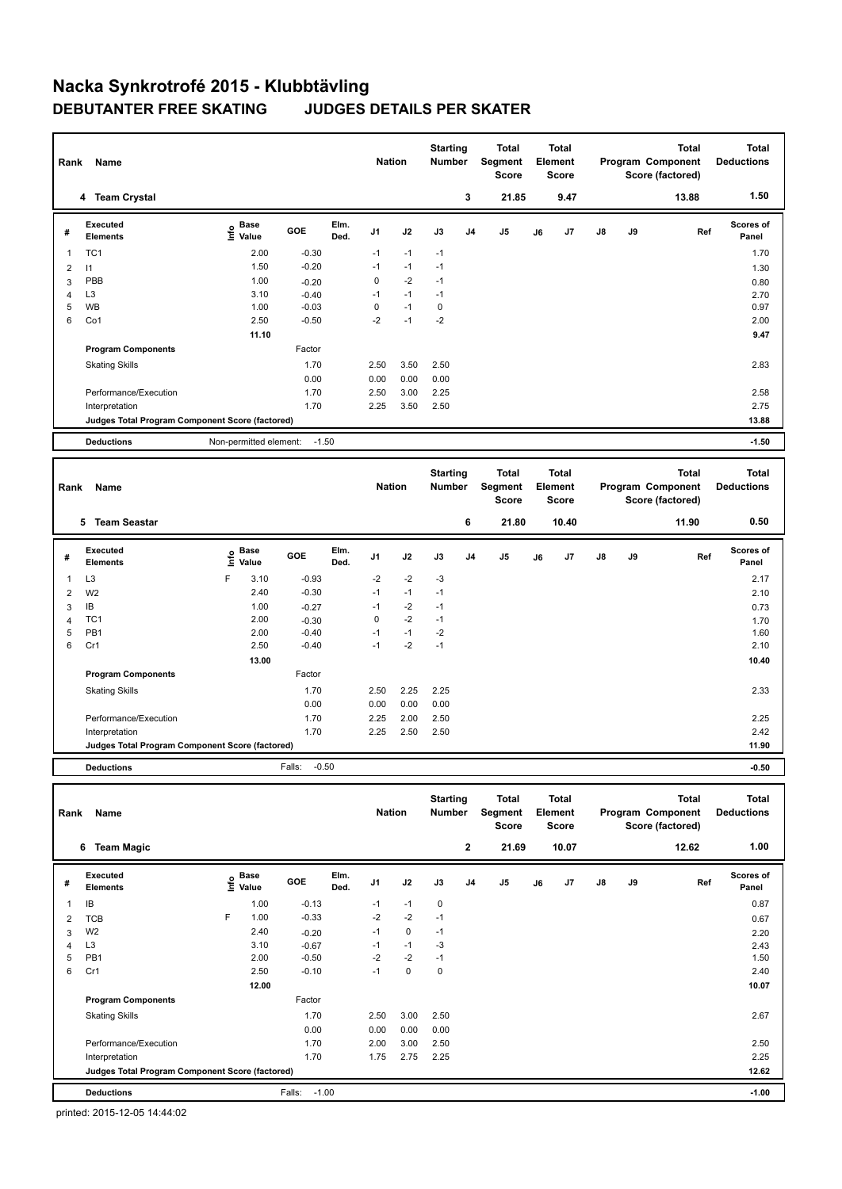# Nacka Synkrotrofé 2015 - Klubbtävling

## DEBUTANTER FREE SKATING JUDGES DETAILS PER SKATER

| Rank | Name | Nation | Starting Number | Total Segment Score | Total Element Score | Total Program Component Score (factored) | Total Deductions |
|---|---|---|---|---|---|---|---|
| 4 | Team Crystal | | 3 | 21.85 | 9.47 | 13.88 | 1.50 |

| # | Executed Elements | Info | Base Value | GOE | Elm. Ded. | J1 | J2 | J3 | J4 | J5 | J6 | J7 | J8 | J9 | Ref | Scores of Panel |
|---|---|---|---|---|---|---|---|---|---|---|---|---|---|---|---|---|
| 1 | TC1 | | 2.00 | -0.30 | | -1 | -1 | -1 | | | | | | | | 1.70 |
| 2 | I1 | | 1.50 | -0.20 | | -1 | -1 | -1 | | | | | | | | 1.30 |
| 3 | PBB | | 1.00 | -0.20 | | 0 | -2 | -1 | | | | | | | | 0.80 |
| 4 | L3 | | 3.10 | -0.40 | | -1 | -1 | -1 | | | | | | | | 2.70 |
| 5 | WB | | 1.00 | -0.03 | | 0 | -1 | 0 | | | | | | | | 0.97 |
| 6 | Co1 | | 2.50 | -0.50 | | -2 | -1 | -2 | | | | | | | | 2.00 |
| | | | 11.10 | | | | | | | | | | | | | 9.47 |
| | **Program Components** | | | Factor | | | | | | | | | | | | |
| | Skating Skills | | | 1.70 | | 2.50 | 3.50 | 2.50 | | | | | | | | 2.83 |
| | | | | 0.00 | | 0.00 | 0.00 | 0.00 | | | | | | | | |
| | Performance/Execution | | | 1.70 | | 2.50 | 3.00 | 2.25 | | | | | | | | 2.58 |
| | Interpretation | | | 1.70 | | 2.25 | 3.50 | 2.50 | | | | | | | | 2.75 |
| | **Judges Total Program Component Score (factored)** | | | | | | | | | | | | | | | 13.88 |
| | **Deductions** | | Non-permitted element: | -1.50 | | | | | | | | | | | | -1.50 |

| Rank | Name | Nation | Starting Number | Total Segment Score | Total Element Score | Total Program Component Score (factored) | Total Deductions |
|---|---|---|---|---|---|---|---|
| 5 | Team Seastar | | 6 | 21.80 | 10.40 | 11.90 | 0.50 |

| # | Executed Elements | Info | Base Value | GOE | Elm. Ded. | J1 | J2 | J3 | J4 | J5 | J6 | J7 | J8 | J9 | Ref | Scores of Panel |
|---|---|---|---|---|---|---|---|---|---|---|---|---|---|---|---|---|
| 1 | L3 | F | 3.10 | -0.93 | | -2 | -2 | -3 | | | | | | | | 2.17 |
| 2 | W2 | | 2.40 | -0.30 | | -1 | -1 | -1 | | | | | | | | 2.10 |
| 3 | IB | | 1.00 | -0.27 | | -1 | -2 | -1 | | | | | | | | 0.73 |
| 4 | TC1 | | 2.00 | -0.30 | | 0 | -2 | -1 | | | | | | | | 1.70 |
| 5 | PB1 | | 2.00 | -0.40 | | -1 | -1 | -2 | | | | | | | | 1.60 |
| 6 | Cr1 | | 2.50 | -0.40 | | -1 | -2 | -1 | | | | | | | | 2.10 |
| | | | 13.00 | | | | | | | | | | | | | 10.40 |
| | **Program Components** | | | Factor | | | | | | | | | | | | |
| | Skating Skills | | | 1.70 | | 2.50 | 2.25 | 2.25 | | | | | | | | 2.33 |
| | | | | 0.00 | | 0.00 | 0.00 | 0.00 | | | | | | | | |
| | Performance/Execution | | | 1.70 | | 2.25 | 2.00 | 2.50 | | | | | | | | 2.25 |
| | Interpretation | | | 1.70 | | 2.25 | 2.50 | 2.50 | | | | | | | | 2.42 |
| | **Judges Total Program Component Score (factored)** | | | | | | | | | | | | | | | 11.90 |
| | **Deductions** | | Falls: | -0.50 | | | | | | | | | | | | -0.50 |

| Rank | Name | Nation | Starting Number | Total Segment Score | Total Element Score | Total Program Component Score (factored) | Total Deductions |
|---|---|---|---|---|---|---|---|
| 6 | Team Magic | | 2 | 21.69 | 10.07 | 12.62 | 1.00 |

| # | Executed Elements | Info | Base Value | GOE | Elm. Ded. | J1 | J2 | J3 | J4 | J5 | J6 | J7 | J8 | J9 | Ref | Scores of Panel |
|---|---|---|---|---|---|---|---|---|---|---|---|---|---|---|---|---|
| 1 | IB | | 1.00 | -0.13 | | -1 | -1 | 0 | | | | | | | | 0.87 |
| 2 | TCB | F | 1.00 | -0.33 | | -2 | -2 | -1 | | | | | | | | 0.67 |
| 3 | W2 | | 2.40 | -0.20 | | -1 | 0 | -1 | | | | | | | | 2.20 |
| 4 | L3 | | 3.10 | -0.67 | | -1 | -1 | -3 | | | | | | | | 2.43 |
| 5 | PB1 | | 2.00 | -0.50 | | -2 | -2 | -1 | | | | | | | | 1.50 |
| 6 | Cr1 | | 2.50 | -0.10 | | -1 | 0 | 0 | | | | | | | | 2.40 |
| | | | 12.00 | | | | | | | | | | | | | 10.07 |
| | **Program Components** | | | Factor | | | | | | | | | | | | |
| | Skating Skills | | | 1.70 | | 2.50 | 3.00 | 2.50 | | | | | | | | 2.67 |
| | | | | 0.00 | | 0.00 | 0.00 | 0.00 | | | | | | | | |
| | Performance/Execution | | | 1.70 | | 2.00 | 3.00 | 2.50 | | | | | | | | 2.50 |
| | Interpretation | | | 1.70 | | 1.75 | 2.75 | 2.25 | | | | | | | | 2.25 |
| | **Judges Total Program Component Score (factored)** | | | | | | | | | | | | | | | 12.62 |
| | **Deductions** | | Falls: | -1.00 | | | | | | | | | | | | -1.00 |

printed: 2015-12-05 14:44:02